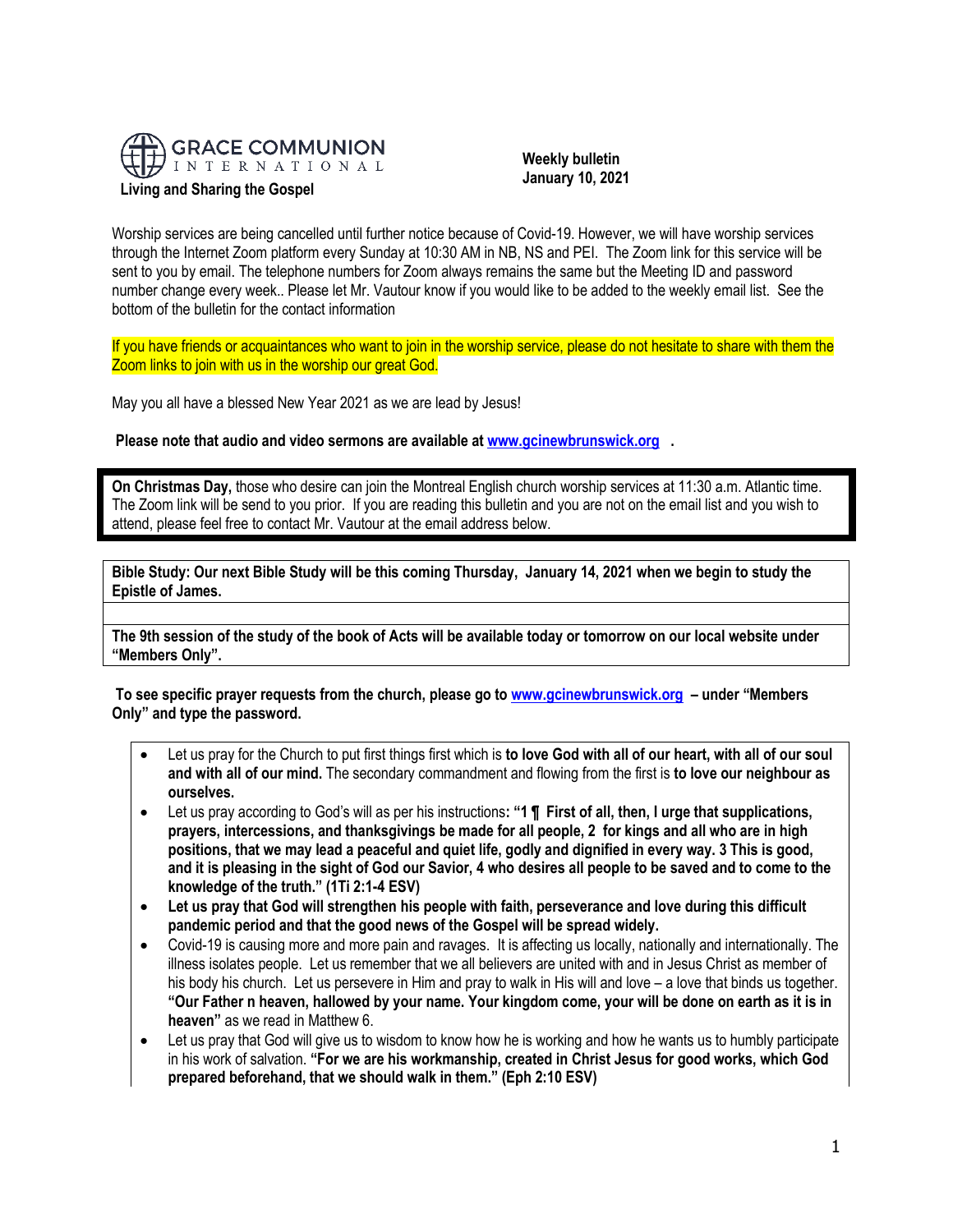GRACE COMMUNION INTERNATIONAL

**Living and Sharing the Gospel**

**Weekly bulletin**
**January 10, 2021**

Worship services are being cancelled until further notice because of Covid-19. However, we will have worship services through the Internet Zoom platform every Sunday at 10:30 AM in NB, NS and PEI. The Zoom link for this service will be sent to you by email. The telephone numbers for Zoom always remains the same but the Meeting ID and password number change every week.. Please let Mr. Vautour know if you would like to be added to the weekly email list. See the bottom of the bulletin for the contact information

If you have friends or acquaintances who want to join in the worship service, please do not hesitate to share with them the Zoom links to join with us in the worship our great God.

May you all have a blessed New Year 2021 as we are lead by Jesus!

**Please note that audio and video sermons are available at [www.gcinewbrunswick.org](http://www.gcinewbrunswick.org) .**

**On Christmas Day,** those who desire can join the Montreal English church worship services at 11:30 a.m. Atlantic time. The Zoom link will be send to you prior. If you are reading this bulletin and you are not on the email list and you wish to attend, please feel free to contact Mr. Vautour at the email address below.

**Bible Study: Our next Bible Study will be this coming Thursday, January 14, 2021 when we begin to study the Epistle of James.**

**The 9th session of the study of the book of Acts will be available today or tomorrow on our local website under "Members Only".**

**To see specific prayer requests from the church, please go to [www.gcinewbrunswick.org](http://www.gcinewbrunswick.org) – under "Members Only" and type the password.**

- Let us pray for the Church to put first things first which is **to love God with all of our heart, with all of our soul and with all of our mind.** The secondary commandment and flowing from the first is **to love our neighbour as ourselves.**
- Let us pray according to God's will as per his instructions**: "1 ¶ First of all, then, I urge that supplications, prayers, intercessions, and thanksgivings be made for all people, 2 for kings and all who are in high positions, that we may lead a peaceful and quiet life, godly and dignified in every way. 3 This is good, and it is pleasing in the sight of God our Savior, 4 who desires all people to be saved and to come to the knowledge of the truth." (1Ti 2:1-4 ESV)**
- **Let us pray that God will strengthen his people with faith, perseverance and love during this difficult pandemic period and that the good news of the Gospel will be spread widely.**
- Covid-19 is causing more and more pain and ravages. It is affecting us locally, nationally and internationally. The illness isolates people. Let us remember that we all believers are united with and in Jesus Christ as member of his body his church. Let us persevere in Him and pray to walk in His will and love – a love that binds us together. **"Our Father n heaven, hallowed by your name. Your kingdom come, your will be done on earth as it is in heaven"** as we read in Matthew 6.
- Let us pray that God will give us to wisdom to know how he is working and how he wants us to humbly participate in his work of salvation. **"For we are his workmanship, created in Christ Jesus for good works, which God prepared beforehand, that we should walk in them." (Eph 2:10 ESV)**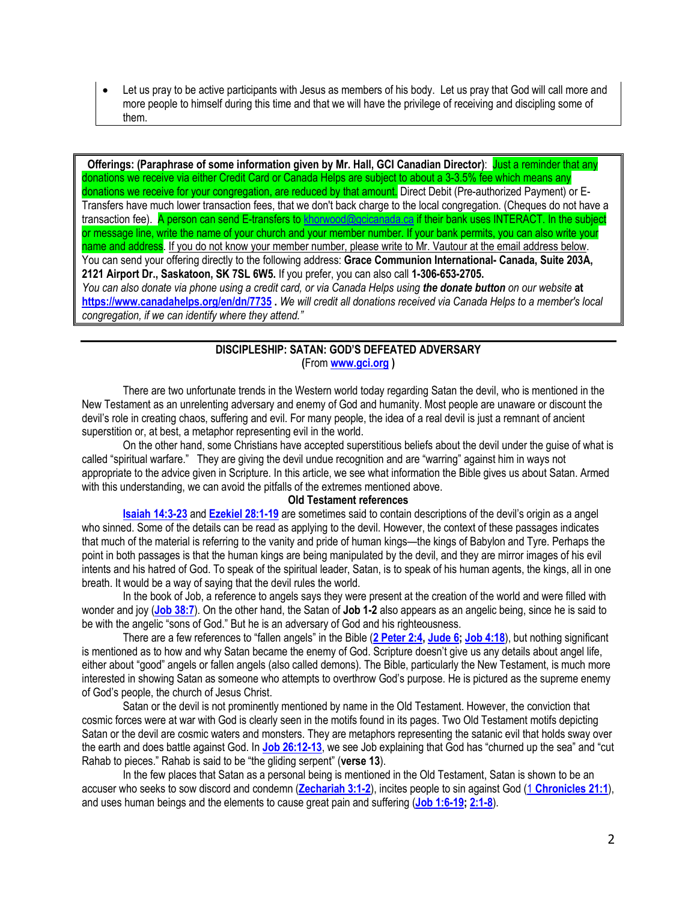- Let us pray to be active participants with Jesus as members of his body. Let us pray that God will call more and more people to himself during this time and that we will have the privilege of receiving and discipling some of them.

**Offerings: (Paraphrase of some information given by Mr. Hall, GCI Canadian Director)**: Just a reminder that any donations we receive via either Credit Card or Canada Helps are subject to about a 3-3.5% fee which means any donations we receive for your congregation, are reduced by that amount. Direct Debit (Pre-authorized Payment) or E-Transfers have much lower transaction fees, that we don't back charge to the local congregation. (Cheques do not have a transaction fee). A person can send E-transfers to khorwood@gcicanada.ca if their bank uses INTERACT. In the subject or message line, write the name of your church and your member number. If your bank permits, you can also write your name and address. If you do not know your member number, please write to Mr. Vautour at the email address below. You can send your offering directly to the following address: **Grace Communion International- Canada, Suite 203A, 2121 Airport Dr., Saskatoon, SK 7SL 6W5.** If you prefer, you can also call **1-306-653-2705.**
*You can also donate via phone using a credit card, or via Canada Helps using **the donate button** on our website* **at https://www.canadahelps.org/en/dn/7735** *. We will credit all donations received via Canada Helps to a member's local congregation, if we can identify where they attend."*

## DISCIPLESHIP: SATAN: GOD'S DEFEATED ADVERSARY

**(**From **www.gci.org )**

There are two unfortunate trends in the Western world today regarding Satan the devil, who is mentioned in the New Testament as an unrelenting adversary and enemy of God and humanity. Most people are unaware or discount the devil's role in creating chaos, suffering and evil. For many people, the idea of a real devil is just a remnant of ancient superstition or, at best, a metaphor representing evil in the world.

On the other hand, some Christians have accepted superstitious beliefs about the devil under the guise of what is called "spiritual warfare." They are giving the devil undue recognition and are "warring" against him in ways not appropriate to the advice given in Scripture. In this article, we see what information the Bible gives us about Satan. Armed with this understanding, we can avoid the pitfalls of the extremes mentioned above.

### Old Testament references

**Isaiah 14:3-23** and **Ezekiel 28:1-19** are sometimes said to contain descriptions of the devil's origin as a angel who sinned. Some of the details can be read as applying to the devil. However, the context of these passages indicates that much of the material is referring to the vanity and pride of human kings—the kings of Babylon and Tyre. Perhaps the point in both passages is that the human kings are being manipulated by the devil, and they are mirror images of his evil intents and his hatred of God. To speak of the spiritual leader, Satan, is to speak of his human agents, the kings, all in one breath. It would be a way of saying that the devil rules the world.

In the book of Job, a reference to angels says they were present at the creation of the world and were filled with wonder and joy (**Job 38:7**). On the other hand, the Satan of **Job 1-2** also appears as an angelic being, since he is said to be with the angelic "sons of God." But he is an adversary of God and his righteousness.

There are a few references to "fallen angels" in the Bible (**2 Peter 2:4, Jude 6; Job 4:18**), but nothing significant is mentioned as to how and why Satan became the enemy of God. Scripture doesn't give us any details about angel life, either about "good" angels or fallen angels (also called demons). The Bible, particularly the New Testament, is much more interested in showing Satan as someone who attempts to overthrow God's purpose. He is pictured as the supreme enemy of God's people, the church of Jesus Christ.

Satan or the devil is not prominently mentioned by name in the Old Testament. However, the conviction that cosmic forces were at war with God is clearly seen in the motifs found in its pages. Two Old Testament motifs depicting Satan or the devil are cosmic waters and monsters. They are metaphors representing the satanic evil that holds sway over the earth and does battle against God. In **Job 26:12-13**, we see Job explaining that God has "churned up the sea" and "cut Rahab to pieces." Rahab is said to be "the gliding serpent" (**verse 13**).

In the few places that Satan as a personal being is mentioned in the Old Testament, Satan is shown to be an accuser who seeks to sow discord and condemn (**Zechariah 3:1-2**), incites people to sin against God (**1 Chronicles 21:1**), and uses human beings and the elements to cause great pain and suffering (**Job 1:6-19; 2:1-8**).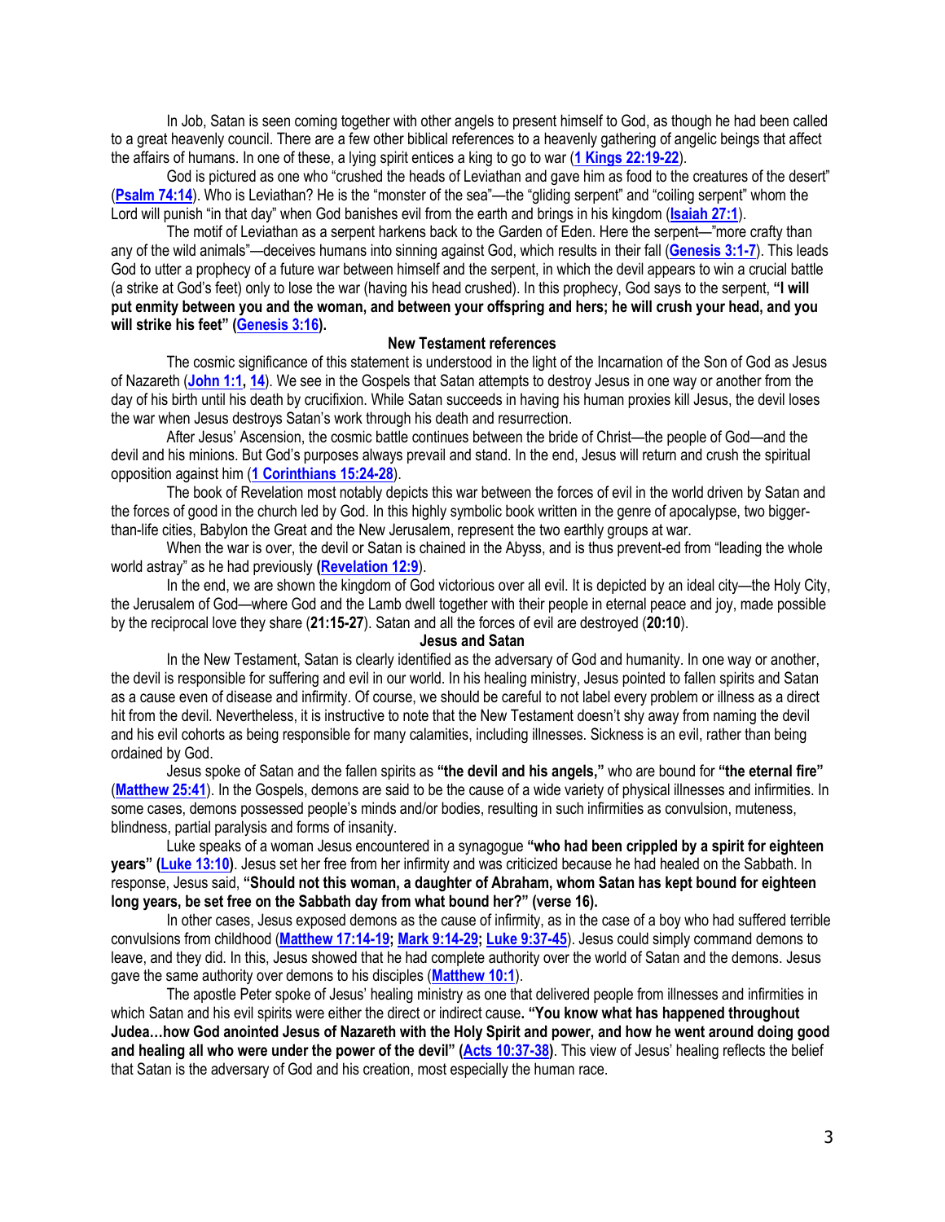In Job, Satan is seen coming together with other angels to present himself to God, as though he had been called to a great heavenly council. There are a few other biblical references to a heavenly gathering of angelic beings that affect the affairs of humans. In one of these, a lying spirit entices a king to go to war (**1 Kings 22:19-22**).

God is pictured as one who "crushed the heads of Leviathan and gave him as food to the creatures of the desert" (**Psalm 74:14**). Who is Leviathan? He is the "monster of the sea"—the "gliding serpent" and "coiling serpent" whom the Lord will punish "in that day" when God banishes evil from the earth and brings in his kingdom (**Isaiah 27:1**).

The motif of Leviathan as a serpent harkens back to the Garden of Eden. Here the serpent—"more crafty than any of the wild animals"—deceives humans into sinning against God, which results in their fall (**Genesis 3:1-7**). This leads God to utter a prophecy of a future war between himself and the serpent, in which the devil appears to win a crucial battle (a strike at God's feet) only to lose the war (having his head crushed). In this prophecy, God says to the serpent, **"I will put enmity between you and the woman, and between your offspring and hers; he will crush your head, and you will strike his feet" (Genesis 3:16).**

### New Testament references

The cosmic significance of this statement is understood in the light of the Incarnation of the Son of God as Jesus of Nazareth (**John 1:1, 14**). We see in the Gospels that Satan attempts to destroy Jesus in one way or another from the day of his birth until his death by crucifixion. While Satan succeeds in having his human proxies kill Jesus, the devil loses the war when Jesus destroys Satan's work through his death and resurrection.

After Jesus' Ascension, the cosmic battle continues between the bride of Christ—the people of God—and the devil and his minions. But God's purposes always prevail and stand. In the end, Jesus will return and crush the spiritual opposition against him (**1 Corinthians 15:24-28**).

The book of Revelation most notably depicts this war between the forces of evil in the world driven by Satan and the forces of good in the church led by God. In this highly symbolic book written in the genre of apocalypse, two bigger-than-life cities, Babylon the Great and the New Jerusalem, represent the two earthly groups at war.

When the war is over, the devil or Satan is chained in the Abyss, and is thus prevent-ed from "leading the whole world astray" as he had previously (**Revelation 12:9**).

In the end, we are shown the kingdom of God victorious over all evil. It is depicted by an ideal city—the Holy City, the Jerusalem of God—where God and the Lamb dwell together with their people in eternal peace and joy, made possible by the reciprocal love they share (**21:15-27**). Satan and all the forces of evil are destroyed (**20:10**).

### Jesus and Satan

In the New Testament, Satan is clearly identified as the adversary of God and humanity. In one way or another, the devil is responsible for suffering and evil in our world. In his healing ministry, Jesus pointed to fallen spirits and Satan as a cause even of disease and infirmity. Of course, we should be careful to not label every problem or illness as a direct hit from the devil. Nevertheless, it is instructive to note that the New Testament doesn't shy away from naming the devil and his evil cohorts as being responsible for many calamities, including illnesses. Sickness is an evil, rather than being ordained by God.

Jesus spoke of Satan and the fallen spirits as **"the devil and his angels,"** who are bound for **"the eternal fire"** (**Matthew 25:41**). In the Gospels, demons are said to be the cause of a wide variety of physical illnesses and infirmities. In some cases, demons possessed people's minds and/or bodies, resulting in such infirmities as convulsion, muteness, blindness, partial paralysis and forms of insanity.

Luke speaks of a woman Jesus encountered in a synagogue **"who had been crippled by a spirit for eighteen years" (Luke 13:10)**. Jesus set her free from her infirmity and was criticized because he had healed on the Sabbath. In response, Jesus said, **"Should not this woman, a daughter of Abraham, whom Satan has kept bound for eighteen long years, be set free on the Sabbath day from what bound her?" (verse 16).**

In other cases, Jesus exposed demons as the cause of infirmity, as in the case of a boy who had suffered terrible convulsions from childhood (**Matthew 17:14-19; Mark 9:14-29; Luke 9:37-45**). Jesus could simply command demons to leave, and they did. In this, Jesus showed that he had complete authority over the world of Satan and the demons. Jesus gave the same authority over demons to his disciples (**Matthew 10:1**).

The apostle Peter spoke of Jesus' healing ministry as one that delivered people from illnesses and infirmities in which Satan and his evil spirits were either the direct or indirect cause**. "You know what has happened throughout Judea…how God anointed Jesus of Nazareth with the Holy Spirit and power, and how he went around doing good and healing all who were under the power of the devil" (Acts 10:37-38)**. This view of Jesus' healing reflects the belief that Satan is the adversary of God and his creation, most especially the human race.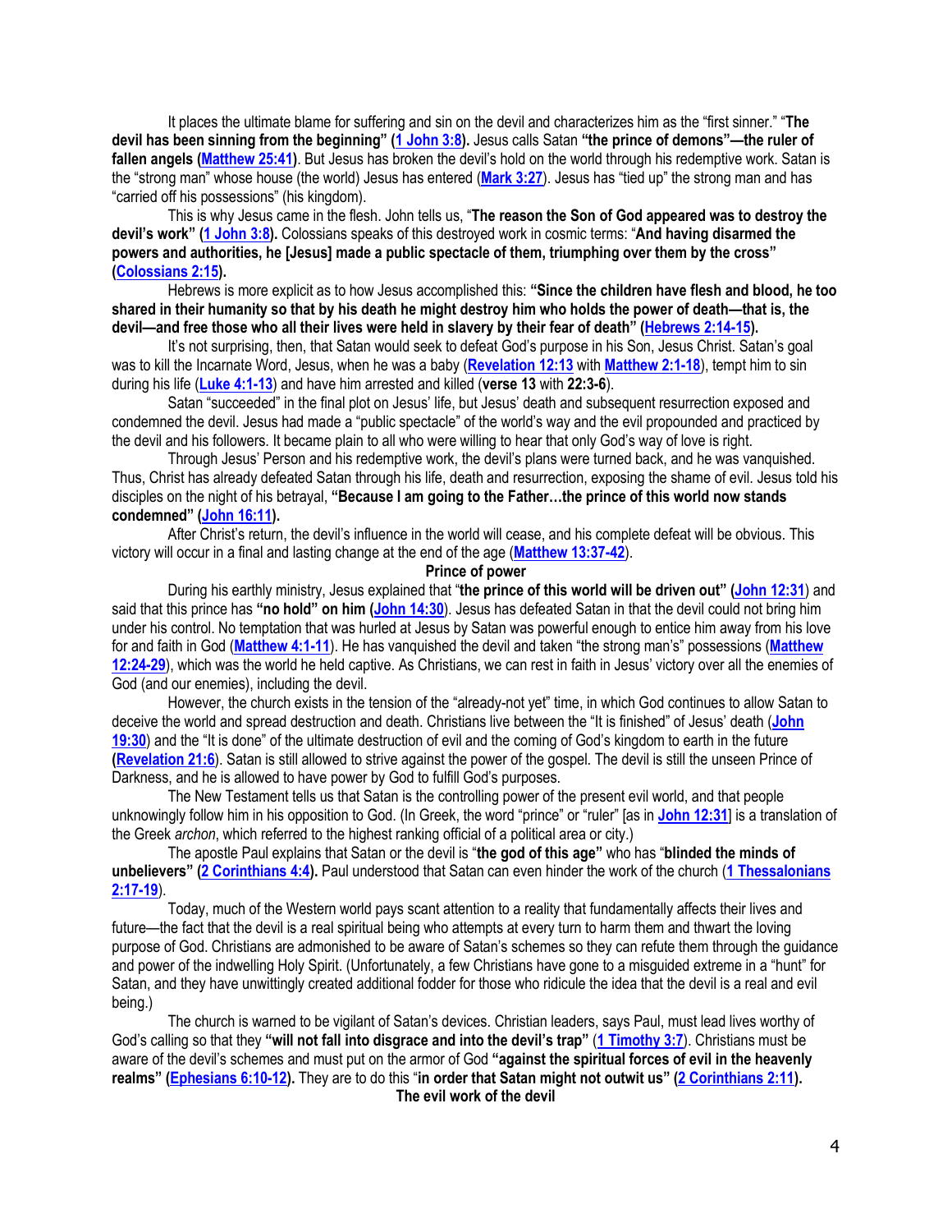It places the ultimate blame for suffering and sin on the devil and characterizes him as the "first sinner." "**The devil has been sinning from the beginning" (1 John 3:8).** Jesus calls Satan **"the prince of demons"—the ruler of fallen angels (Matthew 25:41)**. But Jesus has broken the devil's hold on the world through his redemptive work. Satan is the "strong man" whose house (the world) Jesus has entered (Mark 3:27). Jesus has "tied up" the strong man and has "carried off his possessions" (his kingdom).

This is why Jesus came in the flesh. John tells us, "**The reason the Son of God appeared was to destroy the devil's work" (1 John 3:8).** Colossians speaks of this destroyed work in cosmic terms: "**And having disarmed the powers and authorities, he [Jesus] made a public spectacle of them, triumphing over them by the cross" (Colossians 2:15).**

Hebrews is more explicit as to how Jesus accomplished this: **"Since the children have flesh and blood, he too shared in their humanity so that by his death he might destroy him who holds the power of death—that is, the devil—and free those who all their lives were held in slavery by their fear of death" (Hebrews 2:14-15).**

It's not surprising, then, that Satan would seek to defeat God's purpose in his Son, Jesus Christ. Satan's goal was to kill the Incarnate Word, Jesus, when he was a baby (Revelation 12:13 with Matthew 2:1-18), tempt him to sin during his life (Luke 4:1-13) and have him arrested and killed (**verse 13** with **22:3-6**).

Satan "succeeded" in the final plot on Jesus' life, but Jesus' death and subsequent resurrection exposed and condemned the devil. Jesus had made a "public spectacle" of the world's way and the evil propounded and practiced by the devil and his followers. It became plain to all who were willing to hear that only God's way of love is right.

Through Jesus' Person and his redemptive work, the devil's plans were turned back, and he was vanquished. Thus, Christ has already defeated Satan through his life, death and resurrection, exposing the shame of evil. Jesus told his disciples on the night of his betrayal, **"Because I am going to the Father…the prince of this world now stands condemned" (John 16:11).**

After Christ's return, the devil's influence in the world will cease, and his complete defeat will be obvious. This victory will occur in a final and lasting change at the end of the age (Matthew 13:37-42).

## Prince of power

During his earthly ministry, Jesus explained that "**the prince of this world will be driven out" (John 12:31)** and said that this prince has **"no hold" on him (John 14:30)**. Jesus has defeated Satan in that the devil could not bring him under his control. No temptation that was hurled at Jesus by Satan was powerful enough to entice him away from his love for and faith in God (Matthew 4:1-11). He has vanquished the devil and taken "the strong man's" possessions (Matthew 12:24-29), which was the world he held captive. As Christians, we can rest in faith in Jesus' victory over all the enemies of God (and our enemies), including the devil.

However, the church exists in the tension of the "already-not yet" time, in which God continues to allow Satan to deceive the world and spread destruction and death. Christians live between the "It is finished" of Jesus' death (John 19:30) and the "It is done" of the ultimate destruction of evil and the coming of God's kingdom to earth in the future (Revelation 21:6). Satan is still allowed to strive against the power of the gospel. The devil is still the unseen Prince of Darkness, and he is allowed to have power by God to fulfill God's purposes.

The New Testament tells us that Satan is the controlling power of the present evil world, and that people unknowingly follow him in his opposition to God. (In Greek, the word "prince" or "ruler" [as in John 12:31] is a translation of the Greek *archon*, which referred to the highest ranking official of a political area or city.)

The apostle Paul explains that Satan or the devil is "**the god of this age"** who has "**blinded the minds of unbelievers" (2 Corinthians 4:4).** Paul understood that Satan can even hinder the work of the church (1 Thessalonians 2:17-19).

Today, much of the Western world pays scant attention to a reality that fundamentally affects their lives and future—the fact that the devil is a real spiritual being who attempts at every turn to harm them and thwart the loving purpose of God. Christians are admonished to be aware of Satan's schemes so they can refute them through the guidance and power of the indwelling Holy Spirit. (Unfortunately, a few Christians have gone to a misguided extreme in a "hunt" for Satan, and they have unwittingly created additional fodder for those who ridicule the idea that the devil is a real and evil being.)

The church is warned to be vigilant of Satan's devices. Christian leaders, says Paul, must lead lives worthy of God's calling so that they **"will not fall into disgrace and into the devil's trap"** (1 Timothy 3:7). Christians must be aware of the devil's schemes and must put on the armor of God **"against the spiritual forces of evil in the heavenly realms" (Ephesians 6:10-12).** They are to do this "**in order that Satan might not outwit us" (2 Corinthians 2:11).**

## The evil work of the devil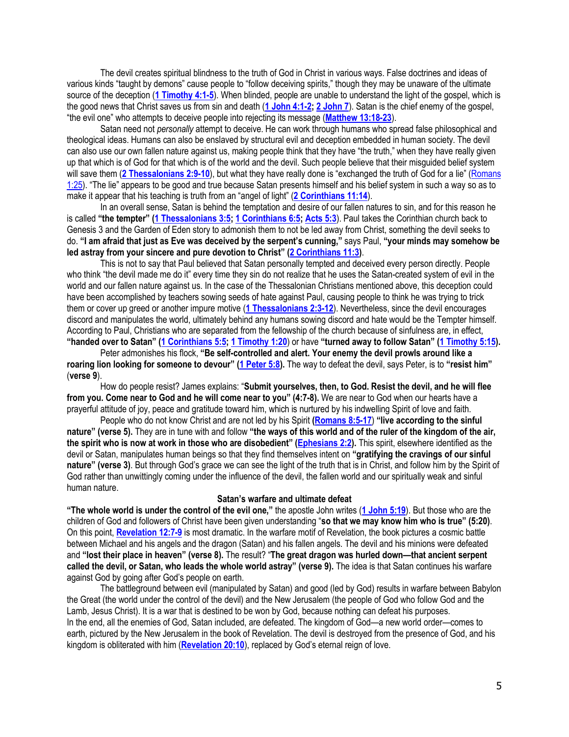The devil creates spiritual blindness to the truth of God in Christ in various ways. False doctrines and ideas of various kinds "taught by demons" cause people to "follow deceiving spirits," though they may be unaware of the ultimate source of the deception (**1 Timothy 4:1-5**). When blinded, people are unable to understand the light of the gospel, which is the good news that Christ saves us from sin and death (**1 John 4:1-2; 2 John 7**). Satan is the chief enemy of the gospel, "the evil one" who attempts to deceive people into rejecting its message (**Matthew 13:18-23**).

Satan need not *personally* attempt to deceive. He can work through humans who spread false philosophical and theological ideas. Humans can also be enslaved by structural evil and deception embedded in human society. The devil can also use our own fallen nature against us, making people think that they have "the truth," when they have really given up that which is of God for that which is of the world and the devil. Such people believe that their misguided belief system will save them (**2 Thessalonians 2:9-10**), but what they have really done is "exchanged the truth of God for a lie" (Romans 1:25). "The lie" appears to be good and true because Satan presents himself and his belief system in such a way so as to make it appear that his teaching is truth from an "angel of light" (**2 Corinthians 11:14**).

In an overall sense, Satan is behind the temptation and desire of our fallen natures to sin, and for this reason he is called **"the tempter" (1 Thessalonians 3:5; 1 Corinthians 6:5; Acts 5:3**). Paul takes the Corinthian church back to Genesis 3 and the Garden of Eden story to admonish them to not be led away from Christ, something the devil seeks to do. **"I am afraid that just as Eve was deceived by the serpent's cunning,"** says Paul, **"your minds may somehow be led astray from your sincere and pure devotion to Christ" (2 Corinthians 11:3)**.

This is not to say that Paul believed that Satan personally tempted and deceived every person directly. People who think "the devil made me do it" every time they sin do not realize that he uses the Satan-created system of evil in the world and our fallen nature against us. In the case of the Thessalonian Christians mentioned above, this deception could have been accomplished by teachers sowing seeds of hate against Paul, causing people to think he was trying to trick them or cover up greed or another impure motive (**1 Thessalonians 2:3-12**). Nevertheless, since the devil encourages discord and manipulates the world, ultimately behind any humans sowing discord and hate would be the Tempter himself. According to Paul, Christians who are separated from the fellowship of the church because of sinfulness are, in effect, **"handed over to Satan" (1 Corinthians 5:5; 1 Timothy 1:20**) or have **"turned away to follow Satan" (1 Timothy 5:15).**

Peter admonishes his flock, **"Be self-controlled and alert. Your enemy the devil prowls around like a roaring lion looking for someone to devour" (1 Peter 5:8).** The way to defeat the devil, says Peter, is to **"resist him"** (**verse 9**).

How do people resist? James explains: "**Submit yourselves, then, to God. Resist the devil, and he will flee from you. Come near to God and he will come near to you" (4:7-8).** We are near to God when our hearts have a prayerful attitude of joy, peace and gratitude toward him, which is nurtured by his indwelling Spirit of love and faith.

People who do not know Christ and are not led by his Spirit **(Romans 8:5-17) "live according to the sinful nature" (verse 5).** They are in tune with and follow **"the ways of this world and of the ruler of the kingdom of the air, the spirit who is now at work in those who are disobedient" (Ephesians 2:2).** This spirit, elsewhere identified as the devil or Satan, manipulates human beings so that they find themselves intent on **"gratifying the cravings of our sinful nature" (verse 3)**. But through God's grace we can see the light of the truth that is in Christ, and follow him by the Spirit of God rather than unwittingly coming under the influence of the devil, the fallen world and our spiritually weak and sinful human nature.

### Satan's warfare and ultimate defeat

**"The whole world is under the control of the evil one,"** the apostle John writes (**1 John 5:19**). But those who are the children of God and followers of Christ have been given understanding "**so that we may know him who is true" (5:20)**. On this point, **Revelation 12:7-9** is most dramatic. In the warfare motif of Revelation, the book pictures a cosmic battle between Michael and his angels and the dragon (Satan) and his fallen angels. The devil and his minions were defeated and **"lost their place in heaven" (verse 8).** The result? "**The great dragon was hurled down—that ancient serpent called the devil, or Satan, who leads the whole world astray" (verse 9).** The idea is that Satan continues his warfare against God by going after God's people on earth.

The battleground between evil (manipulated by Satan) and good (led by God) results in warfare between Babylon the Great (the world under the control of the devil) and the New Jerusalem (the people of God who follow God and the Lamb, Jesus Christ). It is a war that is destined to be won by God, because nothing can defeat his purposes. In the end, all the enemies of God, Satan included, are defeated. The kingdom of God—a new world order—comes to earth, pictured by the New Jerusalem in the book of Revelation. The devil is destroyed from the presence of God, and his kingdom is obliterated with him (**Revelation 20:10**), replaced by God's eternal reign of love.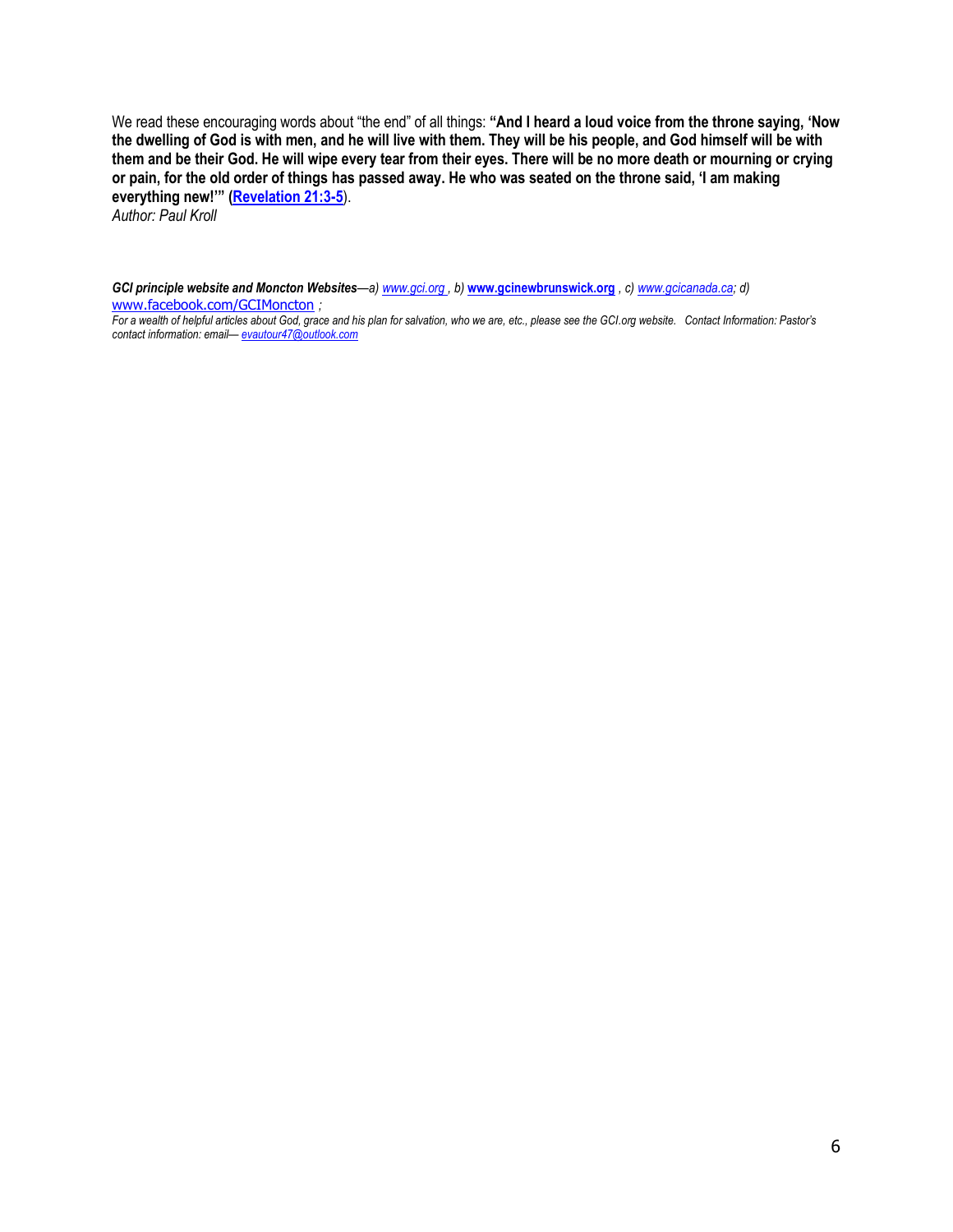We read these encouraging words about "the end" of all things: **"And I heard a loud voice from the throne saying, 'Now the dwelling of God is with men, and he will live with them. They will be his people, and God himself will be with them and be their God. He will wipe every tear from their eyes. There will be no more death or mourning or crying or pain, for the old order of things has passed away. He who was seated on the throne said, 'I am making everything new!'" (Revelation 21:3-5)**.

*Author: Paul Kroll*

***GCI principle website and Moncton Websites****—a) www.gci.org , b)* **www.gcinewbrunswick.org** *, c) www.gcicanada.ca; d)* www.facebook.com/GCIMoncton *;*

*For a wealth of helpful articles about God, grace and his plan for salvation, who we are, etc., please see the GCI.org website. Contact Information: Pastor's contact information: email— evautour47@outlook.com*